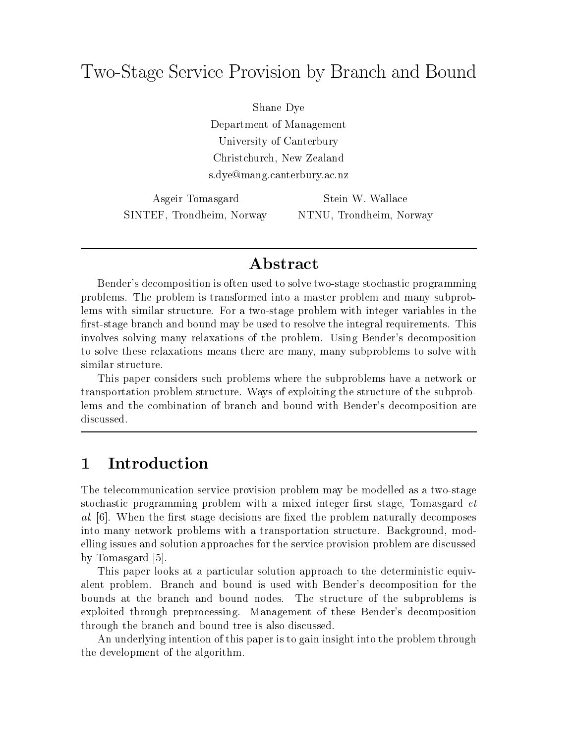# Two-Stage Service Provision by Branch and Bound

Shane Dye
Department of Management
University of Canterbury
Christchurch, New Zealand
s.dye@mang.canterbury.ac.nz

Asgeir Tomasgard
SINTEF, Trondheim, Norway

Stein W. Wallace
NTNU, Trondheim, Norway

---

## Abstract

Bender's decomposition is often used to solve two-stage stochastic programming problems. The problem is transformed into a master problem and many subproblems with similar structure. For a two-stage problem with integer variables in the first-stage branch and bound may be used to resolve the integral requirements. This involves solving many relaxations of the problem. Using Bender's decomposition to solve these relaxations means there are many, many subproblems to solve with similar structure.

This paper considers such problems where the subproblems have a network or transportation problem structure. Ways of exploiting the structure of the subproblems and the combination of branch and bound with Bender's decomposition are discussed.

---

## 1 Introduction

The telecommunication service provision problem may be modelled as a two-stage stochastic programming problem with a mixed integer first stage, Tomasgard *et al*. [6]. When the first stage decisions are fixed the problem naturally decomposes into many network problems with a transportation structure. Background, modelling issues and solution approaches for the service provision problem are discussed by Tomasgard [5].

This paper looks at a particular solution approach to the deterministic equivalent problem. Branch and bound is used with Bender's decomposition for the bounds at the branch and bound nodes. The structure of the subproblems is exploited through preprocessing. Management of these Bender's decomposition through the branch and bound tree is also discussed.

An underlying intention of this paper is to gain insight into the problem through the development of the algorithm.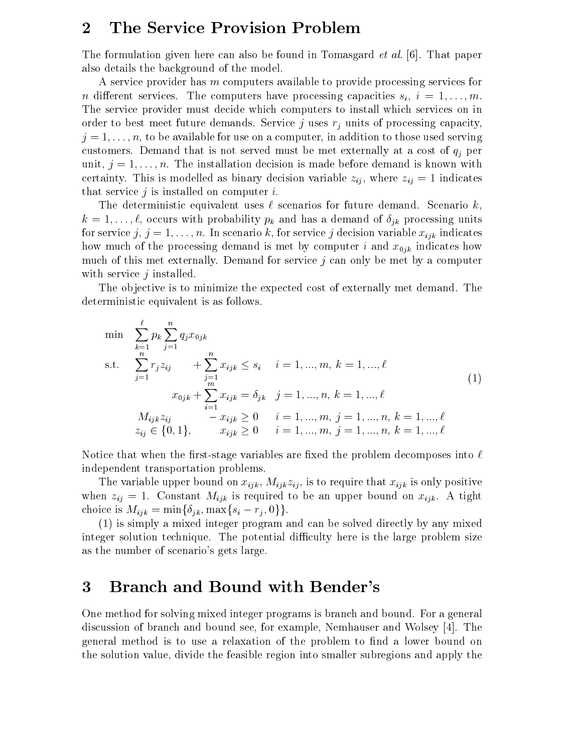## 2 The Service Provision Problem

The formulation given here can also be found in Tomasgard *et al.* [6]. That paper also details the background of the model.

A service provider has $m$ computers available to provide processing services for $n$ different services. The computers have processing capacities $s_i$, $i = 1, \ldots, m$. The service provider must decide which computers to install which services on in order to best meet future demands. Service $j$ uses $r_j$ units of processing capacity, $j = 1, \ldots, n$, to be available for use on a computer, in addition to those used serving customers. Demand that is not served must be met externally at a cost of $q_j$ per unit, $j = 1, \ldots, n$. The installation decision is made before demand is known with certainty. This is modelled as binary decision variable $z_{ij}$, where $z_{ij} = 1$ indicates that service $j$ is installed on computer $i$.

The deterministic equivalent uses $\ell$ scenarios for future demand. Scenario $k$, $k = 1, \ldots, \ell$, occurs with probability $p_k$ and has a demand of $\delta_{jk}$ processing units for service $j$, $j = 1, \ldots, n$. In scenario $k$, for service $j$ decision variable $x_{ijk}$ indicates how much of the processing demand is met by computer $i$ and $x_{0jk}$ indicates how much of this met externally. Demand for service $j$ can only be met by a computer with service $j$ installed.

The objective is to minimize the expected cost of externally met demand. The deterministic equivalent is as follows.

$$
\begin{array}{llll}
\min & \sum_{k=1}^{\ell} p_k \sum_{j=1}^{n} q_j x_{0jk} & & \\
\text{s.t.} & \sum_{j=1}^{n} r_j z_{ij} + \sum_{j=1}^{n} x_{ijk} \leq s_i & i = 1, ..., m,\ k = 1, ..., \ell & \\
& x_{0jk} + \sum_{i=1}^{m} x_{ijk} = \delta_{jk} & j = 1, ..., n,\ k = 1, ..., \ell & \\
& M_{ijk} z_{ij} - x_{ijk} \geq 0 & i = 1, ..., m,\ j = 1, ..., n,\ k = 1, ..., \ell & \\
& z_{ij} \in \{0, 1\}, \quad x_{ijk} \geq 0 & i = 1, ..., m,\ j = 1, ..., n,\ k = 1, ..., \ell &
\end{array}
\tag{1}
$$

Notice that when the first-stage variables are fixed the problem decomposes into $\ell$ independent transportation problems.

The variable upper bound on $x_{ijk}$, $M_{ijk} z_{ij}$, is to require that $x_{ijk}$ is only positive when $z_{ij} = 1$. Constant $M_{ijk}$ is required to be an upper bound on $x_{ijk}$. A tight choice is $M_{ijk} = \min\{\delta_{jk}, \max\{s_i - r_j, 0\}\}$.

(1) is simply a mixed integer program and can be solved directly by any mixed integer solution technique. The potential difficulty here is the large problem size as the number of scenario's gets large.

## 3 Branch and Bound with Bender's

One method for solving mixed integer programs is branch and bound. For a general discussion of branch and bound see, for example, Nemhauser and Wolsey [4]. The general method is to use a relaxation of the problem to find a lower bound on the solution value, divide the feasible region into smaller subregions and apply the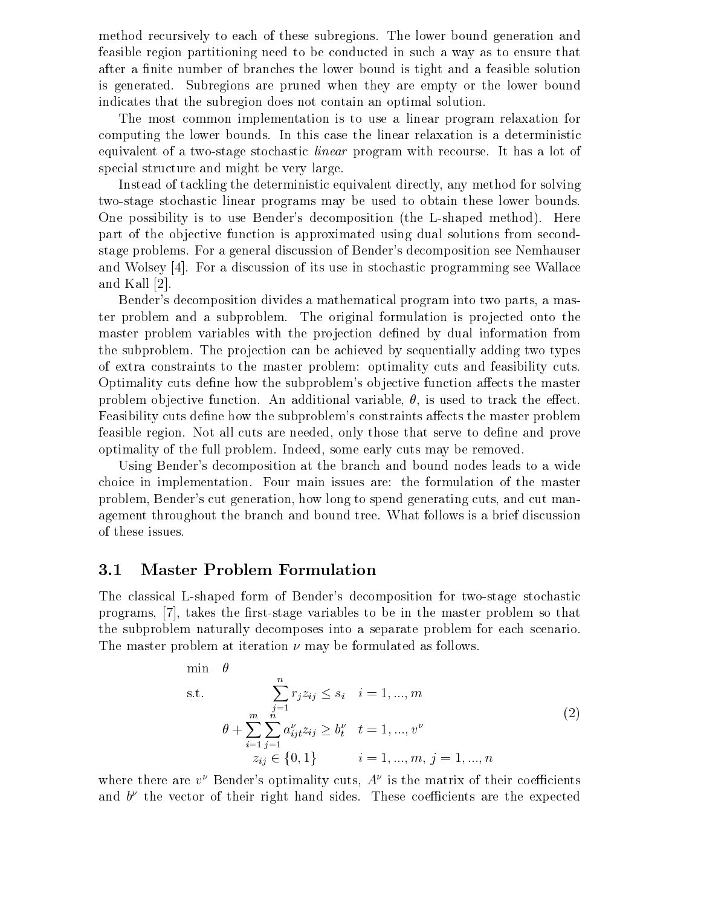method recursively to each of these subregions. The lower bound generation and feasible region partitioning need to be conducted in such a way as to ensure that after a finite number of branches the lower bound is tight and a feasible solution is generated. Subregions are pruned when they are empty or the lower bound indicates that the subregion does not contain an optimal solution.

The most common implementation is to use a linear program relaxation for computing the lower bounds. In this case the linear relaxation is a deterministic equivalent of a two-stage stochastic *linear* program with recourse. It has a lot of special structure and might be very large.

Instead of tackling the deterministic equivalent directly, any method for solving two-stage stochastic linear programs may be used to obtain these lower bounds. One possibility is to use Bender's decomposition (the L-shaped method). Here part of the objective function is approximated using dual solutions from second-stage problems. For a general discussion of Bender's decomposition see Nemhauser and Wolsey [4]. For a discussion of its use in stochastic programming see Wallace and Kall [2].

Bender's decomposition divides a mathematical program into two parts, a master problem and a subproblem. The original formulation is projected onto the master problem variables with the projection defined by dual information from the subproblem. The projection can be achieved by sequentially adding two types of extra constraints to the master problem: optimality cuts and feasibility cuts. Optimality cuts define how the subproblem's objective function affects the master problem objective function. An additional variable, $\theta$, is used to track the effect. Feasibility cuts define how the subproblem's constraints affects the master problem feasible region. Not all cuts are needed, only those that serve to define and prove optimality of the full problem. Indeed, some early cuts may be removed.

Using Bender's decomposition at the branch and bound nodes leads to a wide choice in implementation. Four main issues are: the formulation of the master problem, Bender's cut generation, how long to spend generating cuts, and cut management throughout the branch and bound tree. What follows is a brief discussion of these issues.

### 3.1 Master Problem Formulation

The classical L-shaped form of Bender's decomposition for two-stage stochastic programs, [7], takes the first-stage variables to be in the master problem so that the subproblem naturally decomposes into a separate problem for each scenario. The master problem at iteration $\nu$ may be formulated as follows.

$$
\begin{aligned}
\min \quad & \theta \\
\text{s.t.} \quad & \sum_{j=1}^{n} r_j z_{ij} \leq s_i \quad i = 1, ..., m \\
& \theta + \sum_{i=1}^{m} \sum_{j=1}^{n} a_{ijt}^{\nu} z_{ij} \geq b_t^{\nu} \quad t = 1, ..., v^{\nu} \\
& z_{ij} \in \{0, 1\} \qquad i = 1, ..., m,\ j = 1, ..., n
\end{aligned}
\tag{2}
$$

where there are $v^{\nu}$ Bender's optimality cuts, $A^{\nu}$ is the matrix of their coefficients and $b^{\nu}$ the vector of their right hand sides. These coefficients are the expected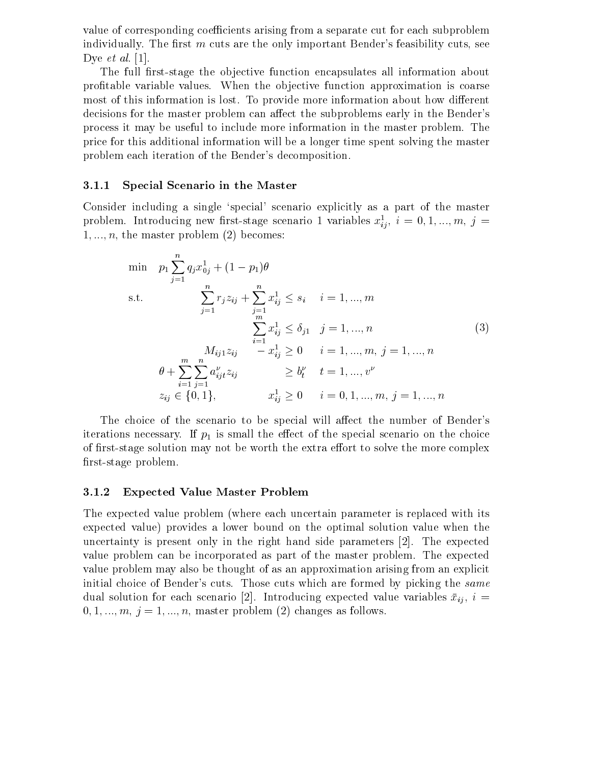value of corresponding coefficients arising from a separate cut for each subproblem individually. The first $m$ cuts are the only important Bender's feasibility cuts, see Dye *et al.* [1].

The full first-stage the objective function encapsulates all information about profitable variable values. When the objective function approximation is coarse most of this information is lost. To provide more information about how different decisions for the master problem can affect the subproblems early in the Bender's process it may be useful to include more information in the master problem. The price for this additional information will be a longer time spent solving the master problem each iteration of the Bender's decomposition.

### 3.1.1 Special Scenario in the Master

Consider including a single 'special' scenario explicitly as a part of the master problem. Introducing new first-stage scenario 1 variables $x_{ij}^1$, $i = 0, 1, ..., m$, $j = 1, ..., n$, the master problem (2) becomes:

$$
\begin{array}{lllll}
\min & p_1 \sum_{j=1}^{n} q_j x_{0j}^1 + (1 - p_1)\theta & & & \\
\text{s.t.} & \sum_{j=1}^{n} r_j z_{ij} + \sum_{j=1}^{n} x_{ij}^1 \leq s_i & & i = 1, ..., m & \\
 & \sum_{i=1}^{m} x_{ij}^1 \leq \delta_{j1} & & j = 1, ..., n & \\
 & M_{ij1} z_{ij} - x_{ij}^1 \geq 0 & & i = 1, ..., m,\ j = 1, ..., n & \\
 & \theta + \sum_{i=1}^{m} \sum_{j=1}^{n} a_{ijt}^{\nu} z_{ij} \geq b_t^{\nu} & & t = 1, ..., v^{\nu} & \\
 & z_{ij} \in \{0, 1\}, \quad x_{ij}^1 \geq 0 & & i = 0, 1, ..., m,\ j = 1, ..., n &
\end{array}
\qquad (3)
$$

The choice of the scenario to be special will affect the number of Bender's iterations necessary. If $p_1$ is small the effect of the special scenario on the choice of first-stage solution may not be worth the extra effort to solve the more complex first-stage problem.

### 3.1.2 Expected Value Master Problem

The expected value problem (where each uncertain parameter is replaced with its expected value) provides a lower bound on the optimal solution value when the uncertainty is present only in the right hand side parameters [2]. The expected value problem can be incorporated as part of the master problem. The expected value problem may also be thought of as an approximation arising from an explicit initial choice of Bender's cuts. Those cuts which are formed by picking the *same* dual solution for each scenario [2]. Introducing expected value variables $\bar{x}_{ij}$, $i = 0, 1, ..., m$, $j = 1, ..., n$, master problem (2) changes as follows.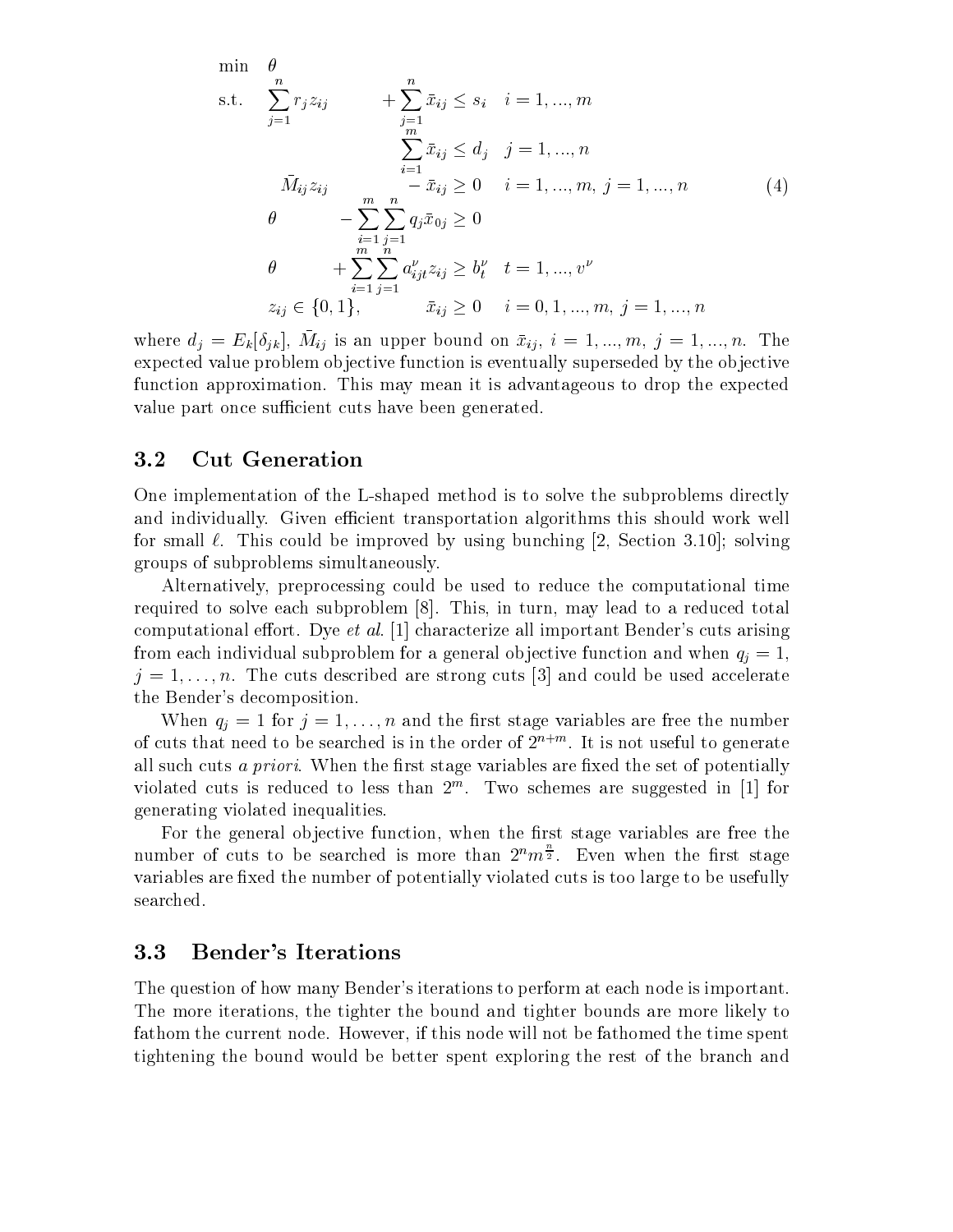$$
\begin{array}{llll}
\min & \theta & & \\
\text{s.t.} & \sum_{j=1}^{n} r_j z_{ij} + \sum_{j=1}^{n} \bar{x}_{ij} \leq s_i & i = 1, ..., m & \\
& \sum_{i=1}^{m} \bar{x}_{ij} \leq d_j & j = 1, ..., n & \\
& \bar{M}_{ij} z_{ij} - \bar{x}_{ij} \geq 0 & i = 1, ..., m, \; j = 1, ..., n & (4) \\
& \theta - \sum_{i=1}^{m} \sum_{j=1}^{n} q_j \bar{x}_{0j} \geq 0 & & \\
& \theta + \sum_{i=1}^{m} \sum_{j=1}^{n} a_{ijt}^{\nu} z_{ij} \geq b_t^{\nu} & t = 1, ..., v^{\nu} & \\
& z_{ij} \in \{0, 1\}, \quad \bar{x}_{ij} \geq 0 & i = 0, 1, ..., m, \; j = 1, ..., n &
\end{array}
$$

where $d_j = E_k[\delta_{jk}]$, $\bar{M}_{ij}$ is an upper bound on $\bar{x}_{ij}$, $i = 1, ..., m$, $j = 1, ..., n$. The expected value problem objective function is eventually superseded by the objective function approximation. This may mean it is advantageous to drop the expected value part once sufficient cuts have been generated.

### 3.2 Cut Generation

One implementation of the L-shaped method is to solve the subproblems directly and individually. Given efficient transportation algorithms this should work well for small $\ell$. This could be improved by using bunching [2, Section 3.10]; solving groups of subproblems simultaneously.

Alternatively, preprocessing could be used to reduce the computational time required to solve each subproblem [8]. This, in turn, may lead to a reduced total computational effort. Dye *et al.* [1] characterize all important Bender's cuts arising from each individual subproblem for a general objective function and when $q_j = 1$, $j = 1, \ldots, n$. The cuts described are strong cuts [3] and could be used accelerate the Bender's decomposition.

When $q_j = 1$ for $j = 1, \ldots, n$ and the first stage variables are free the number of cuts that need to be searched is in the order of $2^{n+m}$. It is not useful to generate all such cuts *a priori*. When the first stage variables are fixed the set of potentially violated cuts is reduced to less than $2^m$. Two schemes are suggested in [1] for generating violated inequalities.

For the general objective function, when the first stage variables are free the number of cuts to be searched is more than $2^n m^{\frac{n}{2}}$. Even when the first stage variables are fixed the number of potentially violated cuts is too large to be usefully searched.

### 3.3 Bender's Iterations

The question of how many Bender's iterations to perform at each node is important. The more iterations, the tighter the bound and tighter bounds are more likely to fathom the current node. However, if this node will not be fathomed the time spent tightening the bound would be better spent exploring the rest of the branch and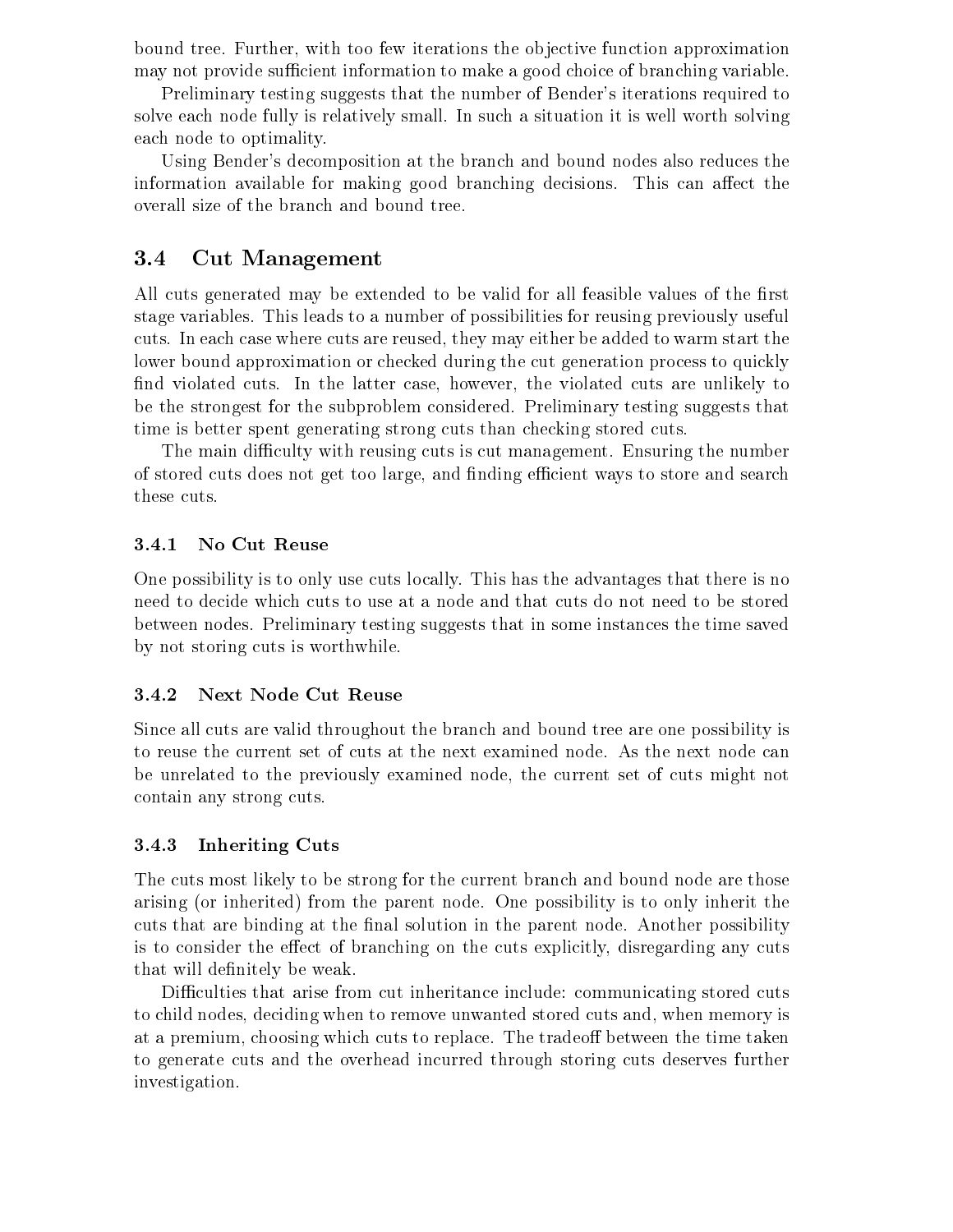bound tree. Further, with too few iterations the objective function approximation may not provide sufficient information to make a good choice of branching variable.

Preliminary testing suggests that the number of Bender's iterations required to solve each node fully is relatively small. In such a situation it is well worth solving each node to optimality.

Using Bender's decomposition at the branch and bound nodes also reduces the information available for making good branching decisions. This can affect the overall size of the branch and bound tree.

## 3.4 Cut Management

All cuts generated may be extended to be valid for all feasible values of the first stage variables. This leads to a number of possibilities for reusing previously useful cuts. In each case where cuts are reused, they may either be added to warm start the lower bound approximation or checked during the cut generation process to quickly find violated cuts. In the latter case, however, the violated cuts are unlikely to be the strongest for the subproblem considered. Preliminary testing suggests that time is better spent generating strong cuts than checking stored cuts.

The main difficulty with reusing cuts is cut management. Ensuring the number of stored cuts does not get too large, and finding efficient ways to store and search these cuts.

### 3.4.1 No Cut Reuse

One possibility is to only use cuts locally. This has the advantages that there is no need to decide which cuts to use at a node and that cuts do not need to be stored between nodes. Preliminary testing suggests that in some instances the time saved by not storing cuts is worthwhile.

### 3.4.2 Next Node Cut Reuse

Since all cuts are valid throughout the branch and bound tree are one possibility is to reuse the current set of cuts at the next examined node. As the next node can be unrelated to the previously examined node, the current set of cuts might not contain any strong cuts.

### 3.4.3 Inheriting Cuts

The cuts most likely to be strong for the current branch and bound node are those arising (or inherited) from the parent node. One possibility is to only inherit the cuts that are binding at the final solution in the parent node. Another possibility is to consider the effect of branching on the cuts explicitly, disregarding any cuts that will definitely be weak.

Difficulties that arise from cut inheritance include: communicating stored cuts to child nodes, deciding when to remove unwanted stored cuts and, when memory is at a premium, choosing which cuts to replace. The tradeoff between the time taken to generate cuts and the overhead incurred through storing cuts deserves further investigation.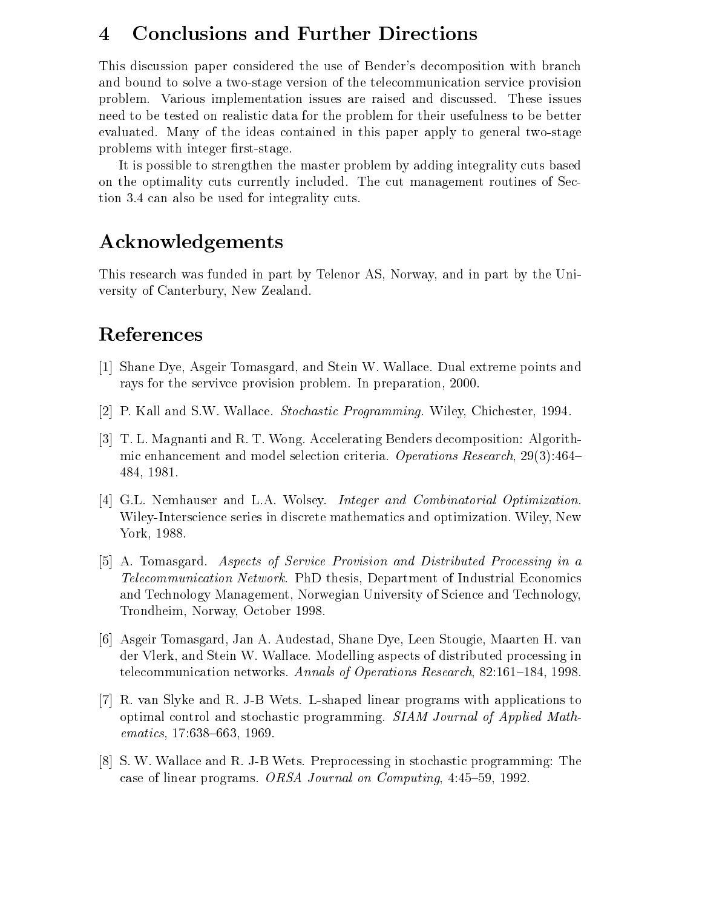# 4 Conclusions and Further Directions

This discussion paper considered the use of Bender's decomposition with branch and bound to solve a two-stage version of the telecommunication service provision problem. Various implementation issues are raised and discussed. These issues need to be tested on realistic data for the problem for their usefulness to be better evaluated. Many of the ideas contained in this paper apply to general two-stage problems with integer first-stage.

It is possible to strengthen the master problem by adding integrality cuts based on the optimality cuts currently included. The cut management routines of Section 3.4 can also be used for integrality cuts.

# Acknowledgements

This research was funded in part by Telenor AS, Norway, and in part by the University of Canterbury, New Zealand.

# References

[1] Shane Dye, Asgeir Tomasgard, and Stein W. Wallace. Dual extreme points and rays for the servivce provision problem. In preparation, 2000.

[2] P. Kall and S.W. Wallace. *Stochastic Programming*. Wiley, Chichester, 1994.

[3] T. L. Magnanti and R. T. Wong. Accelerating Benders decomposition: Algorithmic enhancement and model selection criteria. *Operations Research*, 29(3):464–484, 1981.

[4] G.L. Nemhauser and L.A. Wolsey. *Integer and Combinatorial Optimization*. Wiley-Interscience series in discrete mathematics and optimization. Wiley, New York, 1988.

[5] A. Tomasgard. *Aspects of Service Provision and Distributed Processing in a Telecommunication Network*. PhD thesis, Department of Industrial Economics and Technology Management, Norwegian University of Science and Technology, Trondheim, Norway, October 1998.

[6] Asgeir Tomasgard, Jan A. Audestad, Shane Dye, Leen Stougie, Maarten H. van der Vlerk, and Stein W. Wallace. Modelling aspects of distributed processing in telecommunication networks. *Annals of Operations Research*, 82:161–184, 1998.

[7] R. van Slyke and R. J-B Wets. L-shaped linear programs with applications to optimal control and stochastic programming. *SIAM Journal of Applied Mathematics*, 17:638–663, 1969.

[8] S. W. Wallace and R. J-B Wets. Preprocessing in stochastic programming: The case of linear programs. *ORSA Journal on Computing*, 4:45–59, 1992.